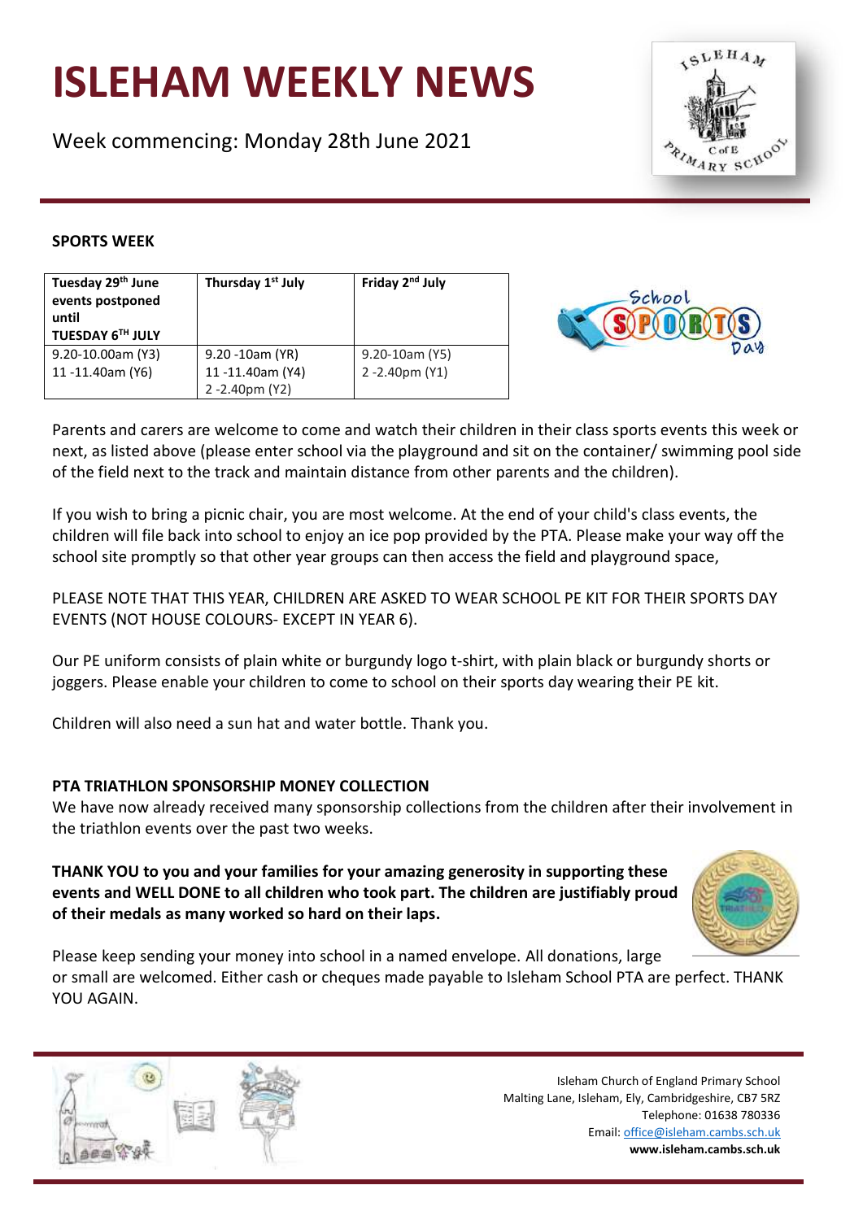# ISLEHAM WEEKLY NEWS

Week commencing: Monday 28th June 2021

**SPORTS WEEK**

| Tuesday 29th June events postponed until TUESDAY 6TH JULY | Thursday 1st July | Friday 2nd July |
|---|---|---|
| 9.20-10.00am (Y3)<br>11 -11.40am (Y6) | 9.20 -10am (YR)<br>11 -11.40am (Y4)<br>2 -2.40pm (Y2) | 9.20-10am (Y5)<br>2 -2.40pm (Y1) |

Parents and carers are welcome to come and watch their children in their class sports events this week or next, as listed above (please enter school via the playground and sit on the container/ swimming pool side of the field next to the track and maintain distance from other parents and the children).

If you wish to bring a picnic chair, you are most welcome. At the end of your child's class events, the children will file back into school to enjoy an ice pop provided by the PTA. Please make your way off the school site promptly so that other year groups can then access the field and playground space,

PLEASE NOTE THAT THIS YEAR, CHILDREN ARE ASKED TO WEAR SCHOOL PE KIT FOR THEIR SPORTS DAY EVENTS (NOT HOUSE COLOURS- EXCEPT IN YEAR 6).

Our PE uniform consists of plain white or burgundy logo t-shirt, with plain black or burgundy shorts or joggers. Please enable your children to come to school on their sports day wearing their PE kit.

Children will also need a sun hat and water bottle. Thank you.

**PTA TRIATHLON SPONSORSHIP MONEY COLLECTION**

We have now already received many sponsorship collections from the children after their involvement in the triathlon events over the past two weeks.

**THANK YOU to you and your families for your amazing generosity in supporting these events and WELL DONE to all children who took part. The children are justifiably proud of their medals as many worked so hard on their laps.**

Please keep sending your money into school in a named envelope. All donations, large or small are welcomed. Either cash or cheques made payable to Isleham School PTA are perfect. THANK YOU AGAIN.

Isleham Church of England Primary School
Malting Lane, Isleham, Ely, Cambridgeshire, CB7 5RZ
Telephone: 01638 780336
Email: office@isleham.cambs.sch.uk
**www.isleham.cambs.sch.uk**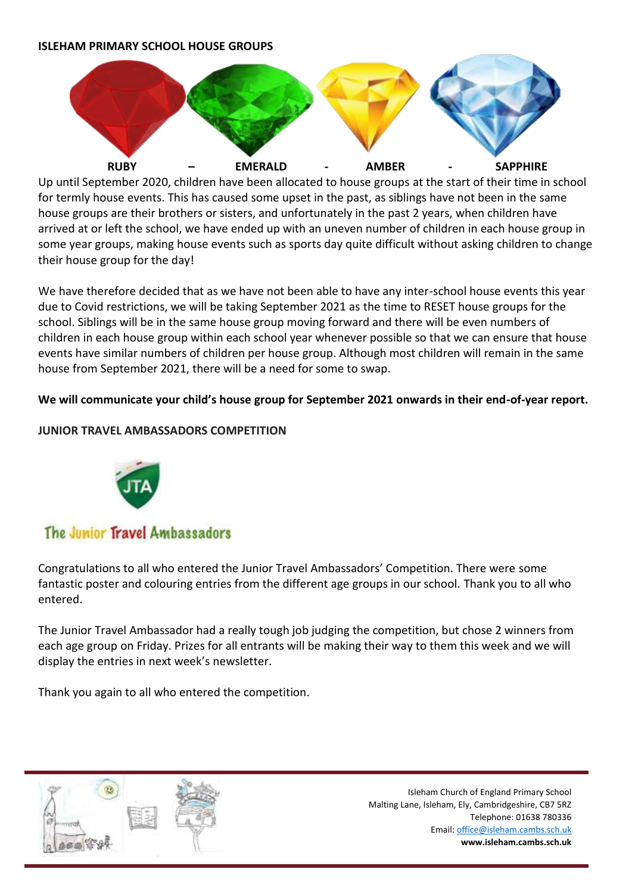**ISLEHAM PRIMARY SCHOOL HOUSE GROUPS**

**RUBY – EMERALD - AMBER - SAPPHIRE**

Up until September 2020, children have been allocated to house groups at the start of their time in school for termly house events. This has caused some upset in the past, as siblings have not been in the same house groups are their brothers or sisters, and unfortunately in the past 2 years, when children have arrived at or left the school, we have ended up with an uneven number of children in each house group in some year groups, making house events such as sports day quite difficult without asking children to change their house group for the day!

We have therefore decided that as we have not been able to have any inter-school house events this year due to Covid restrictions, we will be taking September 2021 as the time to RESET house groups for the school. Siblings will be in the same house group moving forward and there will be even numbers of children in each house group within each school year whenever possible so that we can ensure that house events have similar numbers of children per house group. Although most children will remain in the same house from September 2021, there will be a need for some to swap.

**We will communicate your child's house group for September 2021 onwards in their end-of-year report.**

**JUNIOR TRAVEL AMBASSADORS COMPETITION**

The Junior Travel Ambassadors

Congratulations to all who entered the Junior Travel Ambassadors' Competition. There were some fantastic poster and colouring entries from the different age groups in our school. Thank you to all who entered.

The Junior Travel Ambassador had a really tough job judging the competition, but chose 2 winners from each age group on Friday. Prizes for all entrants will be making their way to them this week and we will display the entries in next week's newsletter.

Thank you again to all who entered the competition.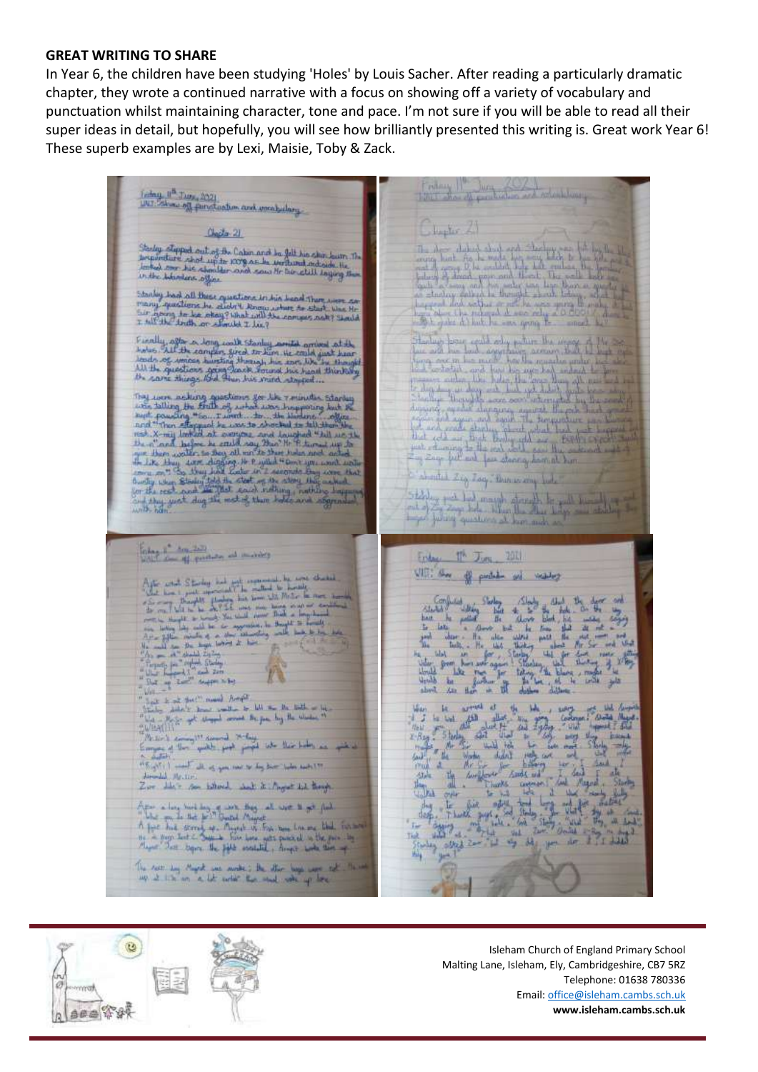**GREAT WRITING TO SHARE**

In Year 6, the children have been studying 'Holes' by Louis Sacher. After reading a particularly dramatic chapter, they wrote a continued narrative with a focus on showing off a variety of vocabulary and punctuation whilst maintaining character, tone and pace. I'm not sure if you will be able to read all their super ideas in detail, but hopefully, you will see how brilliantly presented this writing is. Great work Year 6! These superb examples are by Lexi, Maisie, Toby & Zack.

Isleham Church of England Primary School
Malting Lane, Isleham, Ely, Cambridgeshire, CB7 5RZ
Telephone: 01638 780336
Email: office@isleham.cambs.sch.uk
**www.isleham.cambs.sch.uk**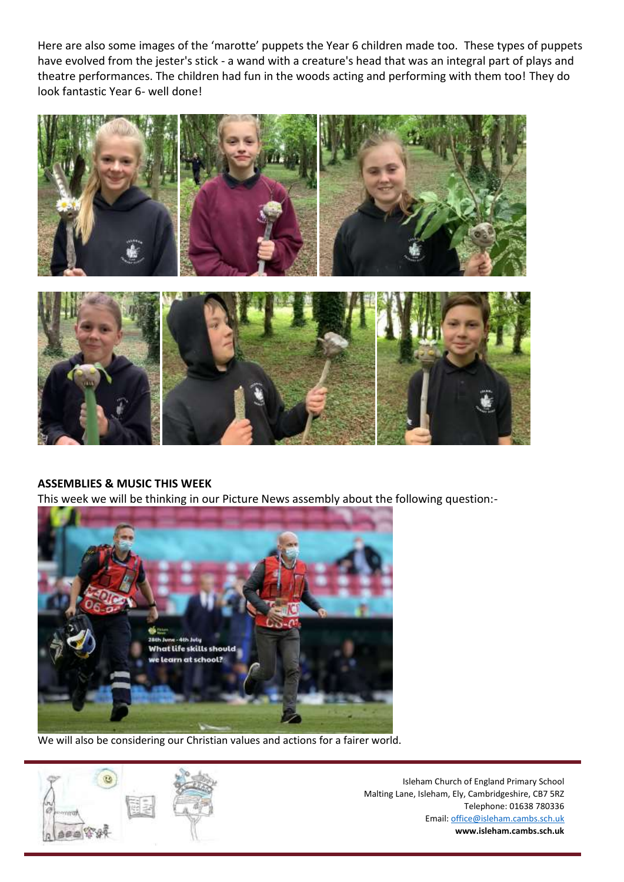Here are also some images of the 'marotte' puppets the Year 6 children made too. These types of puppets have evolved from the jester's stick - a wand with a creature's head that was an integral part of plays and theatre performances. The children had fun in the woods acting and performing with them too! They do look fantastic Year 6- well done!

**ASSEMBLIES & MUSIC THIS WEEK**

This week we will be thinking in our Picture News assembly about the following question:-

We will also be considering our Christian values and actions for a fairer world.

Isleham Church of England Primary School
Malting Lane, Isleham, Ely, Cambridgeshire, CB7 5RZ
Telephone: 01638 780336
Email: office@isleham.cambs.sch.uk
**www.isleham.cambs.sch.uk**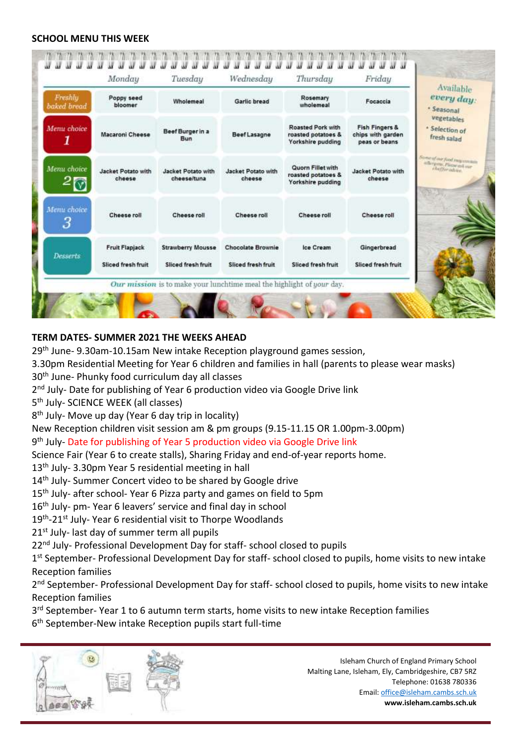**SCHOOL MENU THIS WEEK**

| | Monday | Tuesday | Wednesday | Thursday | Friday |
|---|---|---|---|---|---|
| Freshly baked bread | Poppy seed bloomer | Wholemeal | Garlic bread | Rosemary wholemeal | Focaccia |
| Menu choice 1 | Macaroni Cheese | Beef Burger in a Bun | Beef Lasagne | Roasted Pork with roasted potatoes & Yorkshire pudding | Fish Fingers & chips with garden peas or beans |
| Menu choice 2 | Jacket Potato with cheese | Jacket Potato with cheese/tuna | Jacket Potato with cheese | Quorn Fillet with roasted potatoes & Yorkshire pudding | Jacket Potato with cheese |
| Menu choice 3 | Cheese roll | Cheese roll | Cheese roll | Cheese roll | Cheese roll |
| Desserts | Fruit Flapjack<br>Sliced fresh fruit | Strawberry Mousse<br>Sliced fresh fruit | Chocolate Brownie<br>Sliced fresh fruit | Ice Cream<br>Sliced fresh fruit | Gingerbread<br>Sliced fresh fruit |

Available *every day*:
- Seasonal vegetables
- Selection of fresh salad

Some of our food may contain allergens. Please ask our chef for advice.

*Our mission* is to make your lunchtime meal the highlight of *your* day.

**TERM DATES- SUMMER 2021 THE WEEKS AHEAD**

29th June- 9.30am-10.15am New intake Reception playground games session,
3.30pm Residential Meeting for Year 6 children and families in hall (parents to please wear masks)
30th June- Phunky food curriculum day all classes
2nd July- Date for publishing of Year 6 production video via Google Drive link
5th July- SCIENCE WEEK (all classes)
8th July- Move up day (Year 6 day trip in locality)
New Reception children visit session am & pm groups (9.15-11.15 OR 1.00pm-3.00pm)
9th July- Date for publishing of Year 5 production video via Google Drive link
Science Fair (Year 6 to create stalls), Sharing Friday and end-of-year reports home.
13th July- 3.30pm Year 5 residential meeting in hall
14th July- Summer Concert video to be shared by Google drive
15th July- after school- Year 6 Pizza party and games on field to 5pm
16th July- pm- Year 6 leavers' service and final day in school
19th-21st July- Year 6 residential visit to Thorpe Woodlands
21st July- last day of summer term all pupils
22nd July- Professional Development Day for staff- school closed to pupils
1st September- Professional Development Day for staff- school closed to pupils, home visits to new intake Reception families
2nd September- Professional Development Day for staff- school closed to pupils, home visits to new intake Reception families
3rd September- Year 1 to 6 autumn term starts, home visits to new intake Reception families
6th September-New intake Reception pupils start full-time

Isleham Church of England Primary School
Malting Lane, Isleham, Ely, Cambridgeshire, CB7 5RZ
Telephone: 01638 780336
Email: office@isleham.cambs.sch.uk
**www.isleham.cambs.sch.uk**